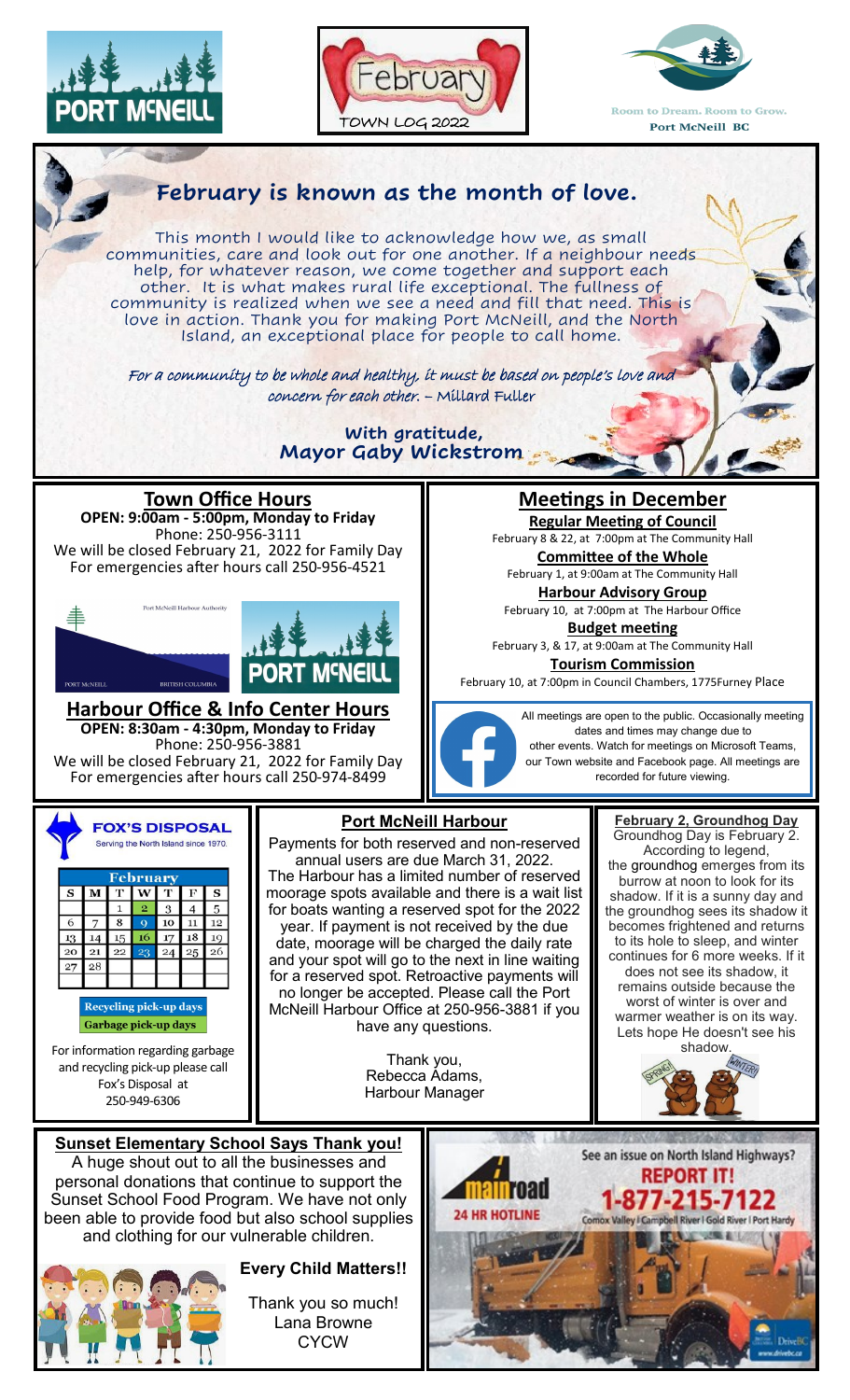PORT McNEILL

February TOWN LOG 2022

Room to Dream. Room to Grow. Port McNeill BC

## February is known as the month of love.

This month I would like to acknowledge how we, as small communities, care and look out for one another. If a neighbour needs help, for whatever reason, we come together and support each other. It is what makes rural life exceptional. The fullness of community is realized when we see a need and fill that need. This is love in action. Thank you for making Port McNeill, and the North Island, an exceptional place for people to call home.

*For a community to be whole and healthy, it must be based on people's love and concern for each other. – Millard Fuller*

**With gratitude,**
**Mayor Gaby Wickstrom**

## Town Office Hours

**OPEN: 9:00am - 5:00pm, Monday to Friday**
Phone: 250-956-3111
We will be closed February 21, 2022 for Family Day
For emergencies after hours call 250-956-4521

## Harbour Office & Info Center Hours

**OPEN: 8:30am - 4:30pm, Monday to Friday**
Phone: 250-956-3881
We will be closed February 21, 2022 for Family Day
For emergencies after hours call 250-974-8499

## Meetings in December

**Regular Meeting of Council**
February 8 & 22, at 7:00pm at The Community Hall

**Committee of the Whole**
February 1, at 9:00am at The Community Hall

**Harbour Advisory Group**
February 10, at 7:00pm at The Harbour Office

**Budget meeting**
February 3, & 17, at 9:00am at The Community Hall

**Tourism Commission**
February 10, at 7:00pm in Council Chambers, 1775Furney Place

All meetings are open to the public. Occasionally meeting dates and times may change due to other events. Watch for meetings on Microsoft Teams, our Town website and Facebook page. All meetings are recorded for future viewing.

## FOX'S DISPOSAL

Serving the North Island since 1970.

| S | M | T | W | T | F | S |
|---|---|---|---|---|---|---|
| | | 1 | 2 | 3 | 4 | 5 |
| 6 | 7 | 8 | 9 | 10 | 11 | 12 |
| 13 | 14 | 15 | 16 | 17 | 18 | 19 |
| 20 | 21 | 22 | 23 | 24 | 25 | 26 |
| 27 | 28 | | | | | |

Recycling pick-up days
Garbage pick-up days

For information regarding garbage and recycling pick-up please call Fox's Disposal at 250-949-6306

## Port McNeill Harbour

Payments for both reserved and non-reserved annual users are due March 31, 2022. The Harbour has a limited number of reserved moorage spots available and there is a wait list for boats wanting a reserved spot for the 2022 year. If payment is not received by the due date, moorage will be charged the daily rate and your spot will go to the next in line waiting for a reserved spot. Retroactive payments will no longer be accepted. Please call the Port McNeill Harbour Office at 250-956-3881 if you have any questions.

Thank you,
Rebecca Adams,
Harbour Manager

## February 2, Groundhog Day

Groundhog Day is February 2. According to legend, the groundhog emerges from its burrow at noon to look for its shadow. If it is a sunny day and the groundhog sees its shadow it becomes frightened and returns to its hole to sleep, and winter continues for 6 more weeks. If it does not see its shadow, it remains outside because the worst of winter is over and warmer weather is on its way. Lets hope He doesn't see his shadow.

## Sunset Elementary School Says Thank you!

A huge shout out to all the businesses and personal donations that continue to support the Sunset School Food Program. We have not only been able to provide food but also school supplies and clothing for our vulnerable children.

**Every Child Matters!!**

Thank you so much!
Lana Browne
CYCW

mainroad 24 HR HOTLINE

See an issue on North Island Highways? **REPORT IT! 1-877-215-7122**
Comox Valley | Campbell River | Gold River | Port Hardy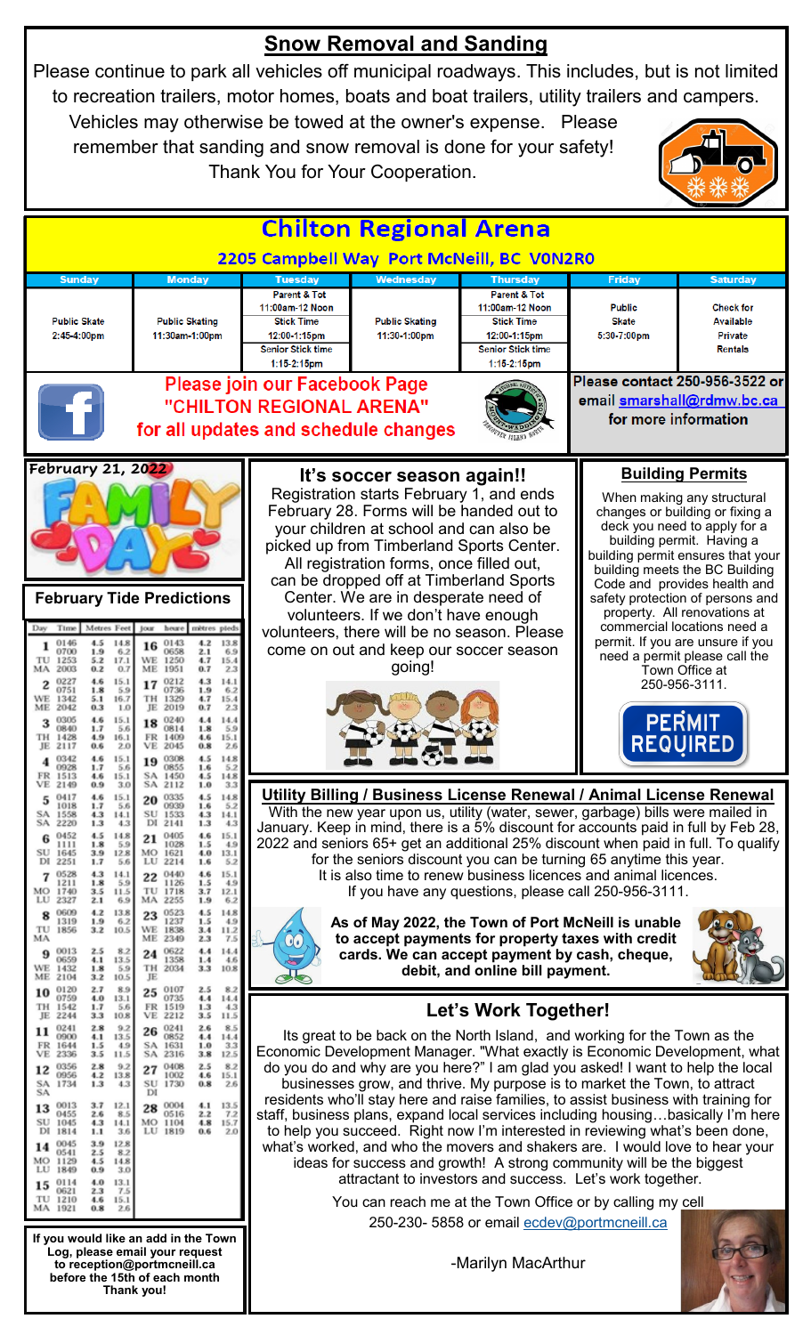## Snow Removal and Sanding

Please continue to park all vehicles off municipal roadways. This includes, but is not limited to recreation trailers, motor homes, boats and boat trailers, utility trailers and campers. Vehicles may otherwise be towed at the owner's expense. Please remember that sanding and snow removal is done for your safety! Thank You for Your Cooperation.

## Chilton Regional Arena

### 2205 Campbell Way Port McNeill, BC V0N2R0

| Sunday | Monday | Tuesday | Wednesday | Thursday | Friday | Saturday |
|---|---|---|---|---|---|---|
| Public Skate 2:45-4:00pm | Public Skating 11:30am-1:00pm | Parent & Tot 11:00am-12 Noon<br>Stick Time 12:00-1:15pm<br>Senior Stick time 1:15-2:15pm | Public Skating 11:30-1:00pm | Parent & Tot 11:00am-12 Noon<br>Stick Time 12:00-1:15pm<br>Senior Stick time 1:15-2:15pm | Public Skate 5:30-7:00pm | Check for Available Private Rentals |

Please join our Facebook Page "CHILTON REGIONAL ARENA" for all updates and schedule changes

Please contact 250-956-3522 or email smarshall@rdmw.bc.ca for more information

**February 21, 2022**

FAMILY DAY

### February Tide Predictions

| Day | Time | Metres | Feet | Day | Time | Metres | Feet |
|---|---|---|---|---|---|---|---|
| 1 TU MA | 0146<br>0700<br>1253<br>2003 | 4.5<br>1.9<br>5.2<br>0.2 | 14.8<br>6.2<br>17.1<br>0.7 | 16 WE ME | 0143<br>0658<br>1250<br>1951 | 4.2<br>2.1<br>4.7<br>0.7 | 13.8<br>6.9<br>15.4<br>2.3 |
| 2 WE ME | 0227<br>0751<br>1342<br>2042 | 4.6<br>1.8<br>5.1<br>0.3 | 15.1<br>5.9<br>16.7<br>1.0 | 17 TH JE | 0212<br>0736<br>1329<br>2019 | 4.3<br>1.9<br>4.7<br>0.7 | 14.1<br>6.2<br>15.4<br>2.3 |
| 3 TH JE | 0305<br>0840<br>1428<br>2117 | 4.6<br>1.7<br>4.9<br>0.6 | 15.1<br>5.6<br>16.1<br>2.0 | 18 FR VE | 0240<br>0814<br>1409<br>2045 | 4.4<br>1.8<br>4.6<br>0.8 | 14.4<br>5.9<br>15.1<br>2.6 |
| 4 FR VE | 0342<br>0928<br>1513<br>2149 | 4.6<br>1.7<br>4.6<br>0.9 | 15.1<br>5.6<br>15.1<br>3.0 | 19 SA SA | 0308<br>0855<br>1450<br>2112 | 4.5<br>1.6<br>4.5<br>1.0 | 14.8<br>5.2<br>14.8<br>3.3 |
| 5 SA SA | 0417<br>1018<br>1558<br>2220 | 4.6<br>1.7<br>4.3<br>1.3 | 15.1<br>5.6<br>14.1<br>4.3 | 20 SU DI | 0335<br>0939<br>1533<br>2141 | 4.5<br>1.6<br>4.3<br>1.3 | 14.8<br>5.2<br>14.1<br>4.3 |
| 6 SU DI | 0452<br>1111<br>1645<br>2251 | 4.5<br>1.8<br>3.9<br>1.7 | 14.8<br>5.9<br>12.8<br>5.6 | 21 MO LU | 0405<br>1028<br>1621<br>2214 | 4.6<br>1.5<br>4.0<br>1.6 | 15.1<br>4.9<br>13.1<br>5.2 |
| 7 MO LU | 0528<br>1211<br>1740<br>2327 | 4.3<br>1.8<br>3.5<br>2.1 | 14.1<br>5.9<br>11.5<br>6.9 | 22 TU MA | 0440<br>1126<br>1718<br>2255 | 4.6<br>1.5<br>3.7<br>1.9 | 15.1<br>4.9<br>12.1<br>6.2 |
| 8 TU MA | 0609<br>1319<br>1856 | 4.2<br>1.9<br>3.2 | 13.8<br>6.2<br>10.5 | 23 WE ME | 0523<br>1237<br>1838<br>2349 | 4.5<br>1.5<br>3.4<br>2.3 | 14.8<br>4.9<br>11.2<br>7.5 |
| 9 WE ME | 0013<br>0659<br>1432<br>2104 | 2.5<br>4.1<br>1.8<br>3.2 | 8.2<br>13.5<br>5.9<br>10.5 | 24 TH JE | 0622<br>1358<br>2034 | 4.4<br>1.4<br>3.3 | 14.4<br>4.6<br>10.8 |
| 10 TH JE | 0120<br>0759<br>1542<br>2244 | 2.7<br>4.0<br>1.7<br>3.3 | 8.9<br>13.1<br>5.6<br>10.8 | 25 FR VE | 0107<br>0735<br>1519<br>2212 | 2.5<br>4.4<br>1.3<br>3.5 | 8.2<br>14.4<br>4.3<br>11.5 |
| 11 FR VE | 0241<br>0900<br>1644<br>2336 | 2.8<br>4.1<br>1.5<br>3.5 | 9.2<br>13.5<br>4.9<br>11.5 | 26 SA SA | 0241<br>0852<br>1631<br>2316 | 2.6<br>4.4<br>1.0<br>3.8 | 8.5<br>14.4<br>3.3<br>12.5 |
| 12 SA SA | 0356<br>0956<br>1734 | 2.8<br>4.2<br>1.3 | 9.2<br>13.8<br>4.3 | 27 SU DI | 0408<br>1002<br>1730 | 2.5<br>4.6<br>0.8 | 8.2<br>15.1<br>2.6 |
| 13 SU DI | 0013<br>0455<br>1045<br>1814 | 3.7<br>2.6<br>4.3<br>1.1 | 12.1<br>8.5<br>14.1<br>3.6 | 28 MO LU | 0004<br>0516<br>1104<br>1819 | 4.1<br>2.2<br>4.8<br>0.6 | 13.5<br>7.2<br>15.7<br>2.0 |
| 14 MO LU | 0045<br>0541<br>1129<br>1849 | 3.9<br>2.5<br>4.5<br>0.9 | 12.8<br>8.2<br>14.8<br>3.0 | | | | |
| 15 TU MA | 0114<br>0621<br>1210<br>1921 | 4.0<br>2.3<br>4.6<br>0.8 | 13.1<br>7.5<br>15.1<br>2.6 | | | | |

**If you would like an add in the Town Log, please email your request to reception@portmcneill.ca before the 15th of each month Thank you!**

## It's soccer season again!!

Registration starts February 1, and ends February 28. Forms will be handed out to your children at school and can also be picked up from Timberland Sports Center. All registration forms, once filled out, can be dropped off at Timberland Sports Center. We are in desperate need of volunteers. If we don't have enough volunteers, there will be no season. Please come on out and keep our soccer season going!

## Building Permits

When making any structural changes or building or fixing a deck you need to apply for a building permit. Having a building permit ensures that your building meets the BC Building Code and provides health and safety protection of persons and property. All renovations at commercial locations need a permit. If you are unsure if you need a permit please call the Town Office at 250-956-3111.

PERMIT REQUIRED

## Utility Billing / Business License Renewal / Animal License Renewal

With the new year upon us, utility (water, sewer, garbage) bills were mailed in January. Keep in mind, there is a 5% discount for accounts paid in full by Feb 28, 2022 and seniors 65+ get an additional 25% discount when paid in full. To qualify for the seniors discount you can be turning 65 anytime this year. It is also time to renew business licences and animal licences. If you have any questions, please call 250-956-3111.

**As of May 2022, the Town of Port McNeill is unable to accept payments for property taxes with credit cards. We can accept payment by cash, cheque, debit, and online bill payment.**

## Let's Work Together!

Its great to be back on the North Island, and working for the Town as the Economic Development Manager. "What exactly is Economic Development, what do you do and why are you here?" I am glad you asked! I want to help the local businesses grow, and thrive. My purpose is to market the Town, to attract residents who'll stay here and raise families, to assist business with training for staff, business plans, expand local services including housing…basically I'm here to help you succeed. Right now I'm interested in reviewing what's been done, what's worked, and who the movers and shakers are. I would love to hear your ideas for success and growth! A strong community will be the biggest attractant to investors and success. Let's work together.

You can reach me at the Town Office or by calling my cell 250-230- 5858 or email ecdev@portmcneill.ca

-Marilyn MacArthur